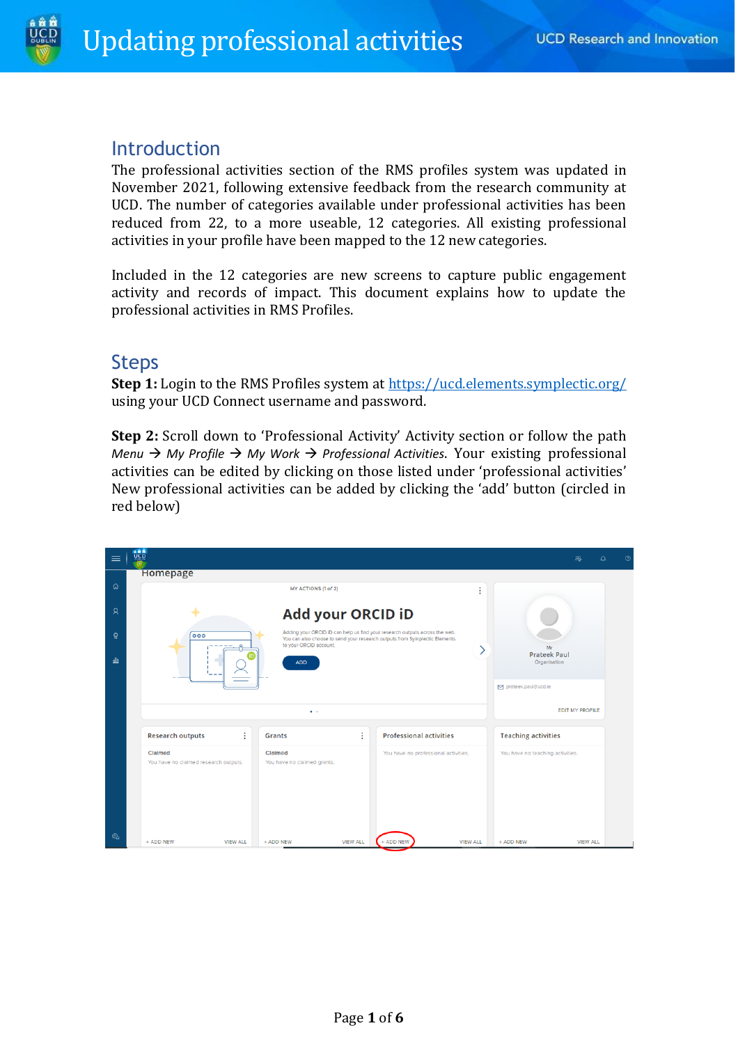# Updating professional activities

UCD Research and Innovation

## Introduction

The professional activities section of the RMS profiles system was updated in November 2021, following extensive feedback from the research community at UCD. The number of categories available under professional activities has been reduced from 22, to a more useable, 12 categories. All existing professional activities in your profile have been mapped to the 12 new categories.

Included in the 12 categories are new screens to capture public engagement activity and records of impact. This document explains how to update the professional activities in RMS Profiles.

## Steps

**Step 1:** Login to the RMS Profiles system at https://ucd.elements.symplectic.org/ using your UCD Connect username and password.

**Step 2:** Scroll down to 'Professional Activity' Activity section or follow the path *Menu → My Profile → My Work → Professional Activities*. Your existing professional activities can be edited by clicking on those listed under 'professional activities' New professional activities can be added by clicking the 'add' button (circled in red below)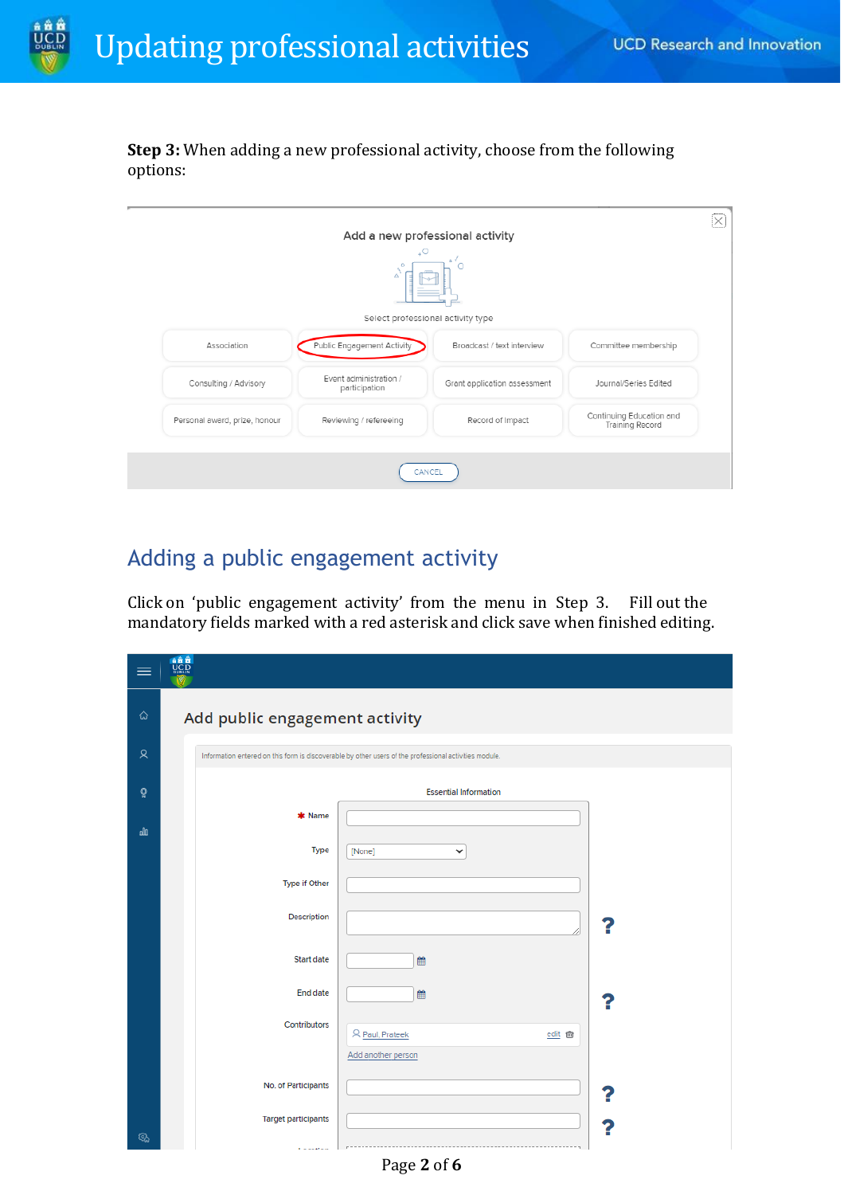**Step 3:** When adding a new professional activity, choose from the following options:

Add a new professional activity

Select professional activity type

| Association | Public Engagement Activity | Broadcast / text interview | Committee membership |
|---|---|---|---|
| Consulting / Advisory | Event administration / participation | Grant application assessment | Journal/Series Edited |
| Personal award, prize, honour | Reviewing / refereeing | Record of Impact | Continuing Education and Training Record |

CANCEL

## Adding a public engagement activity

Click on 'public engagement activity' from the menu in Step 3. Fill out the mandatory fields marked with a red asterisk and click save when finished editing.

Add public engagement activity

Information entered on this form is discoverable by other users of the professional activities module.

Essential Information

- * Name
- Type [None]
- Type if Other
- Description
- Start date
- End date
- Contributors: Paul, Prateek — edit; Add another person
- No. of Participants
- Target participants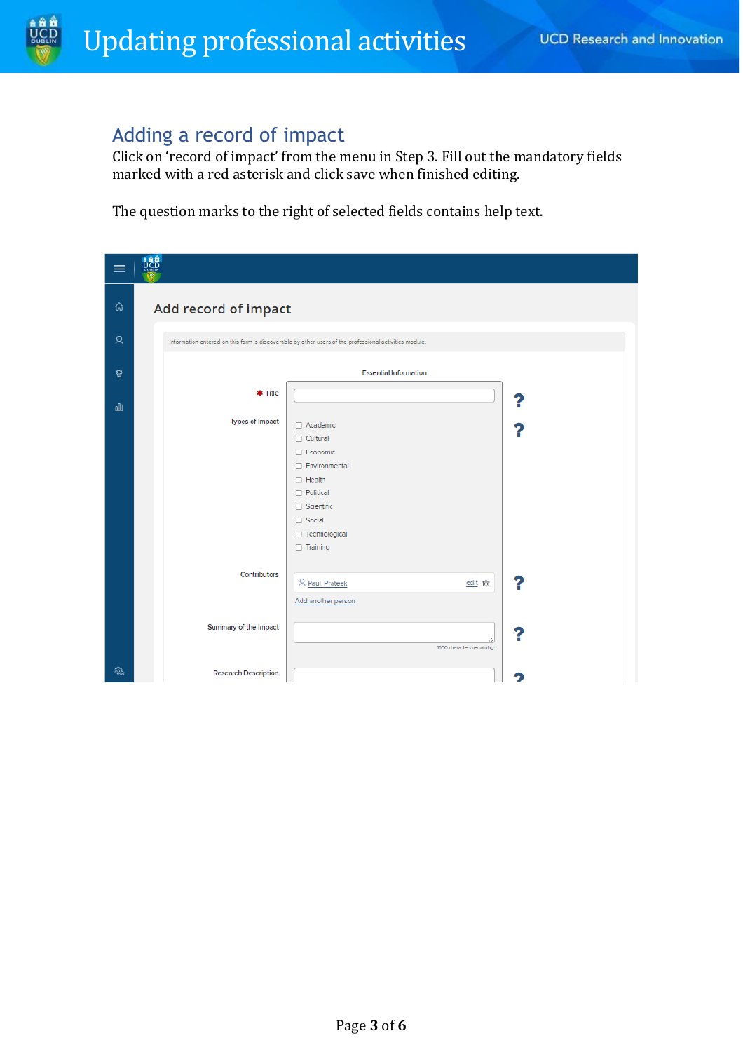## Adding a record of impact

Click on 'record of impact' from the menu in Step 3. Fill out the mandatory fields marked with a red asterisk and click save when finished editing.

The question marks to the right of selected fields contains help text.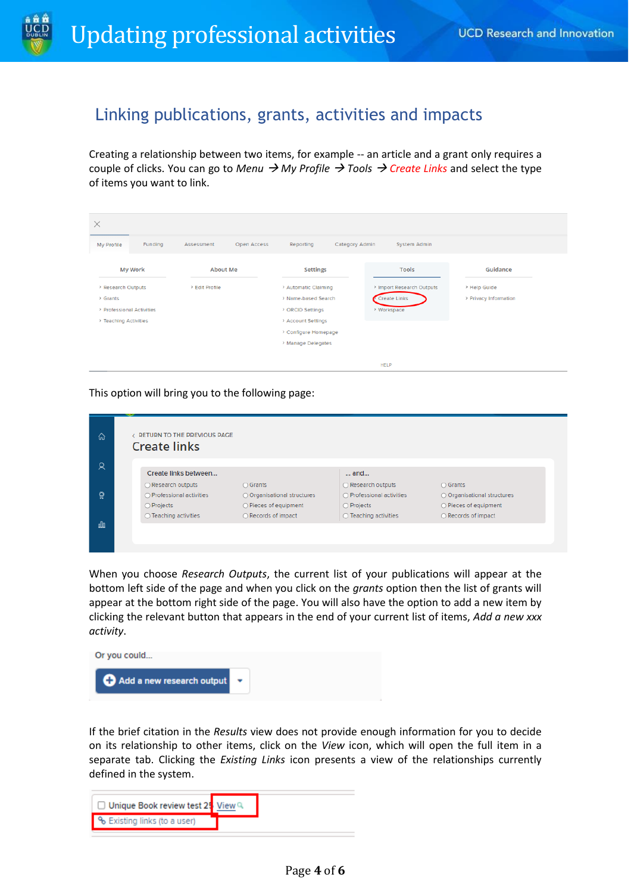## Linking publications, grants, activities and impacts

Creating a relationship between two items, for example -- an article and a grant only requires a couple of clicks. You can go to *Menu* → *My Profile* → *Tools* → *Create Links* and select the type of items you want to link.

This option will bring you to the following page:

When you choose *Research Outputs*, the current list of your publications will appear at the bottom left side of the page and when you click on the *grants* option then the list of grants will appear at the bottom right side of the page. You will also have the option to add a new item by clicking the relevant button that appears in the end of your current list of items, *Add a new xxx activity*.

If the brief citation in the *Results* view does not provide enough information for you to decide on its relationship to other items, click on the *View* icon, which will open the full item in a separate tab. Clicking the *Existing Links* icon presents a view of the relationships currently defined in the system.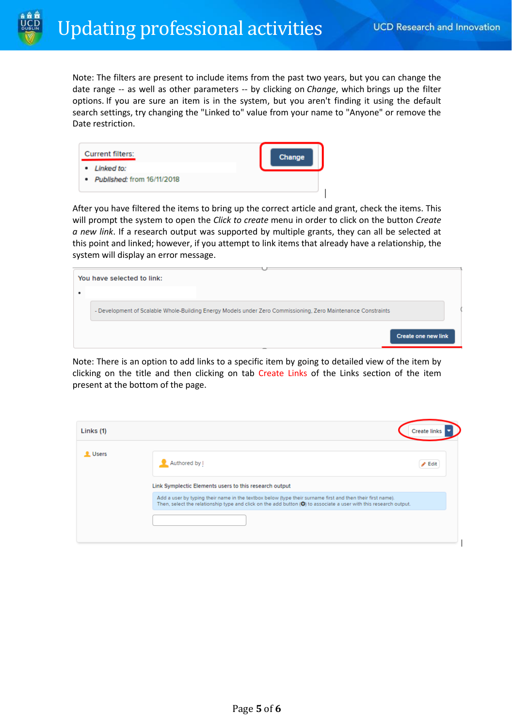Note: The filters are present to include items from the past two years, but you can change the date range -- as well as other parameters -- by clicking on *Change*, which brings up the filter options. If you are sure an item is in the system, but you aren't finding it using the default search settings, try changing the "Linked to" value from your name to "Anyone" or remove the Date restriction.

Current filters:

- *Linked to:*
- *Published:* from 16/11/2018

Change

After you have filtered the items to bring up the correct article and grant, check the items. This will prompt the system to open the *Click to create* menu in order to click on the button *Create a new link*. If a research output was supported by multiple grants, they can all be selected at this point and linked; however, if you attempt to link items that already have a relationship, the system will display an error message.

You have selected to link:

- 

- Development of Scalable Whole-Building Energy Models under Zero Commissioning, Zero Maintenance Constraints

Create one new link

Note: There is an option to add links to a specific item by going to detailed view of the item by clicking on the title and then clicking on tab Create Links of the Links section of the item present at the bottom of the page.

Links (1) Create links

Users

Authored by | Edit

Link Symplectic Elements users to this research output

Add a user by typing their name in the textbox below (type their surname first and then their first name). Then, select the relationship type and click on the add button to associate a user with this research output.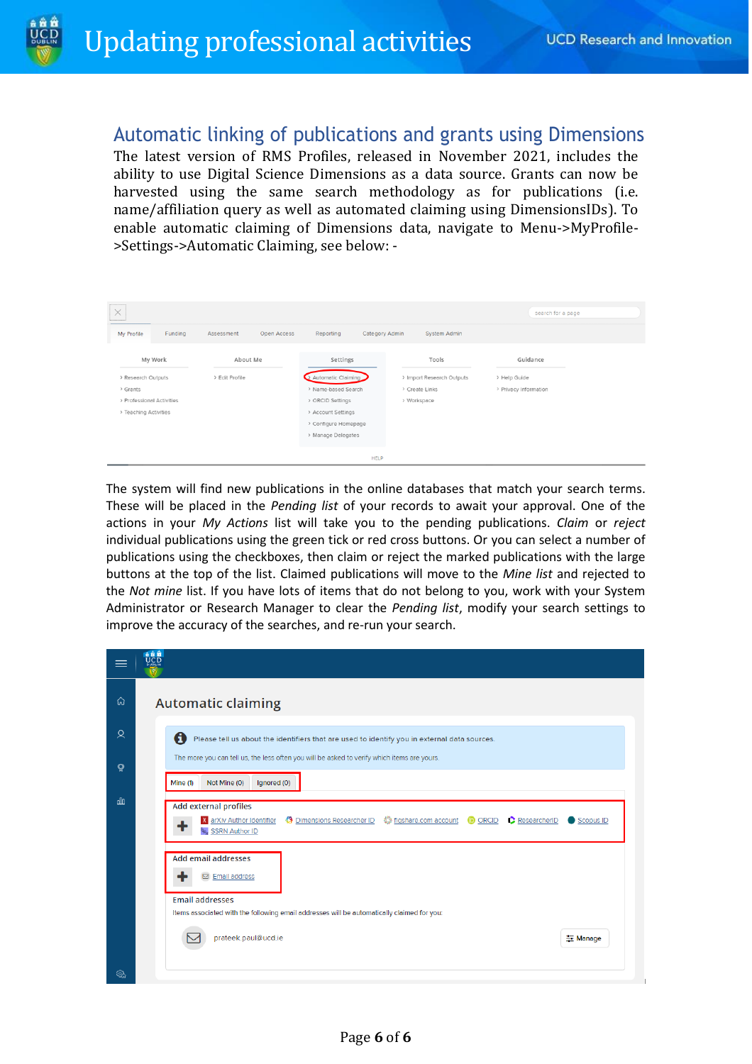## Automatic linking of publications and grants using Dimensions

The latest version of RMS Profiles, released in November 2021, includes the ability to use Digital Science Dimensions as a data source. Grants can now be harvested using the same search methodology as for publications (i.e. name/affiliation query as well as automated claiming using DimensionsIDs). To enable automatic claiming of Dimensions data, navigate to Menu->MyProfile->Settings->Automatic Claiming, see below: -

The system will find new publications in the online databases that match your search terms. These will be placed in the *Pending list* of your records to await your approval. One of the actions in your *My Actions* list will take you to the pending publications. *Claim* or *reject* individual publications using the green tick or red cross buttons. Or you can select a number of publications using the checkboxes, then claim or reject the marked publications with the large buttons at the top of the list. Claimed publications will move to the *Mine list* and rejected to the *Not mine* list. If you have lots of items that do not belong to you, work with your System Administrator or Research Manager to clear the *Pending list*, modify your search settings to improve the accuracy of the searches, and re-run your search.